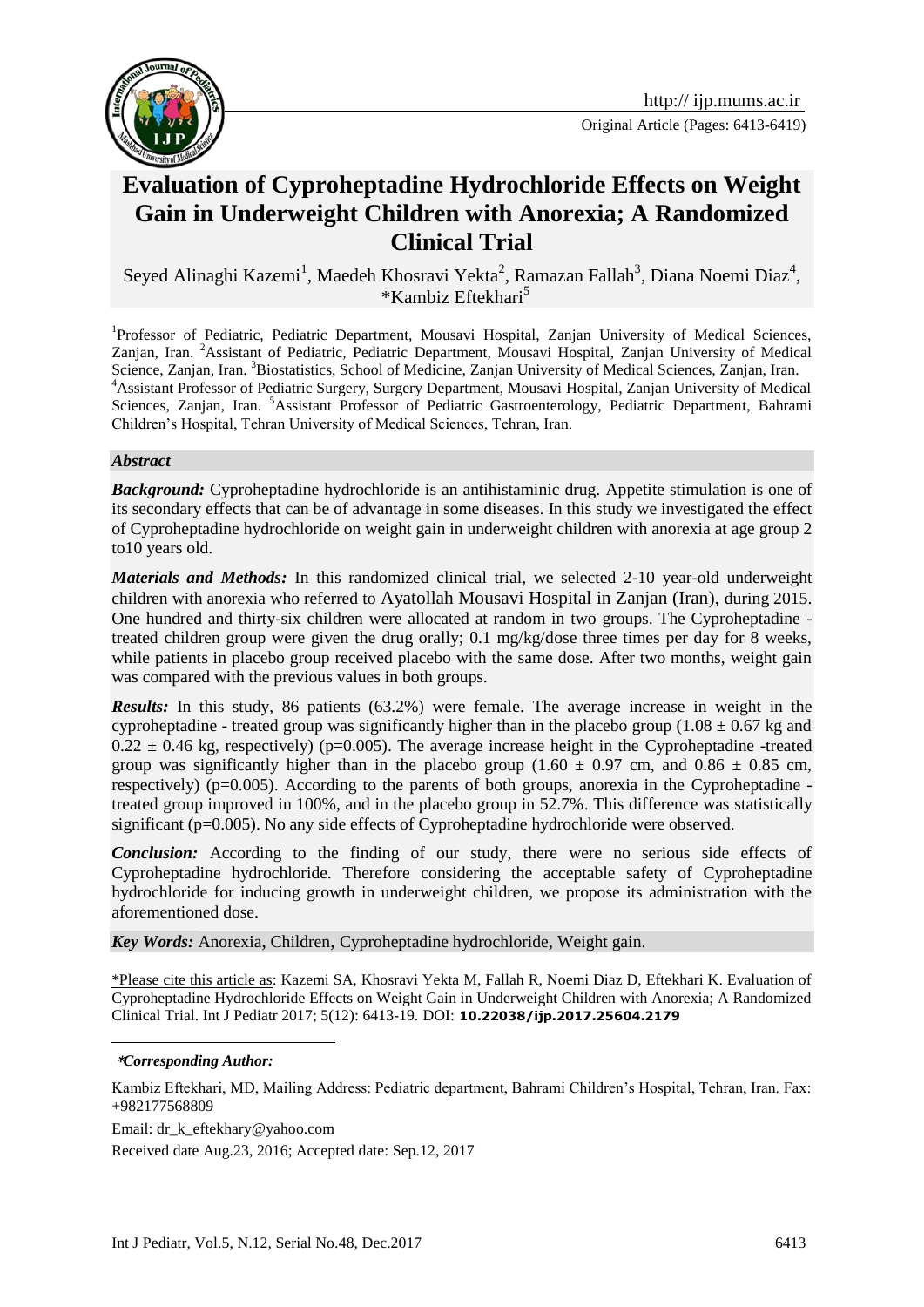Original Article (Pages: 6413-6419)

# Evaluation of Cyproheptadine Hydrochloride Effects on Weight Gain in Underweight Children with Anorexia; A Randomized Clinical Trial

Seyed Alinaghi Kazemi[1], Maedeh Khosravi Yekta[2], Ramazan Fallah[3], Diana Noemi Diaz[4], *Kambiz Eftekhari[5]

[1]Professor of Pediatric, Pediatric Department, Mousavi Hospital, Zanjan University of Medical Sciences, Zanjan, Iran. [2]Assistant of Pediatric, Pediatric Department, Mousavi Hospital, Zanjan University of Medical Science, Zanjan, Iran. [3]Biostatistics, School of Medicine, Zanjan University of Medical Sciences, Zanjan, Iran. [4]Assistant Professor of Pediatric Surgery, Surgery Department, Mousavi Hospital, Zanjan University of Medical Sciences, Zanjan, Iran. [5]Assistant Professor of Pediatric Gastroenterology, Pediatric Department, Bahrami Children's Hospital, Tehran University of Medical Sciences, Tehran, Iran.

## Abstract

***Background:*** Cyproheptadine hydrochloride is an antihistaminic drug. Appetite stimulation is one of its secondary effects that can be of advantage in some diseases. In this study we investigated the effect of Cyproheptadine hydrochloride on weight gain in underweight children with anorexia at age group 2 to10 years old.

***Materials and Methods:*** In this randomized clinical trial, we selected 2-10 year-old underweight children with anorexia who referred to Ayatollah Mousavi Hospital in Zanjan (Iran), during 2015. One hundred and thirty-six children were allocated at random in two groups. The Cyproheptadine - treated children group were given the drug orally; 0.1 mg/kg/dose three times per day for 8 weeks, while patients in placebo group received placebo with the same dose. After two months, weight gain was compared with the previous values in both groups.

***Results:*** In this study, 86 patients (63.2%) were female. The average increase in weight in the cyproheptadine - treated group was significantly higher than in the placebo group ($1.08 \pm 0.67$ kg and $0.22 \pm 0.46$ kg, respectively) (p=0.005). The average increase height in the Cyproheptadine -treated group was significantly higher than in the placebo group ($1.60 \pm 0.97$ cm, and $0.86 \pm 0.85$ cm, respectively) (p=0.005). According to the parents of both groups, anorexia in the Cyproheptadine - treated group improved in 100%, and in the placebo group in 52.7%. This difference was statistically significant (p=0.005). No any side effects of Cyproheptadine hydrochloride were observed.

***Conclusion:*** According to the finding of our study, there were no serious side effects of Cyproheptadine hydrochloride. Therefore considering the acceptable safety of Cyproheptadine hydrochloride for inducing growth in underweight children, we propose its administration with the aforementioned dose.

***Key Words:*** Anorexia, Children, Cyproheptadine hydrochloride, Weight gain.

*Please cite this article as: Kazemi SA, Khosravi Yekta M, Fallah R, Noemi Diaz D, Eftekhari K. Evaluation of Cyproheptadine Hydrochloride Effects on Weight Gain in Underweight Children with Anorexia; A Randomized Clinical Trial. Int J Pediatr 2017; 5(12): 6413-19. DOI: **10.22038/ijp.2017.25604.2179**

***Corresponding Author:***

Kambiz Eftekhari, MD, Mailing Address: Pediatric department, Bahrami Children's Hospital, Tehran, Iran. Fax: +982177568809

Email: dr_k_eftekhary@yahoo.com

Received date Aug.23, 2016; Accepted date: Sep.12, 2017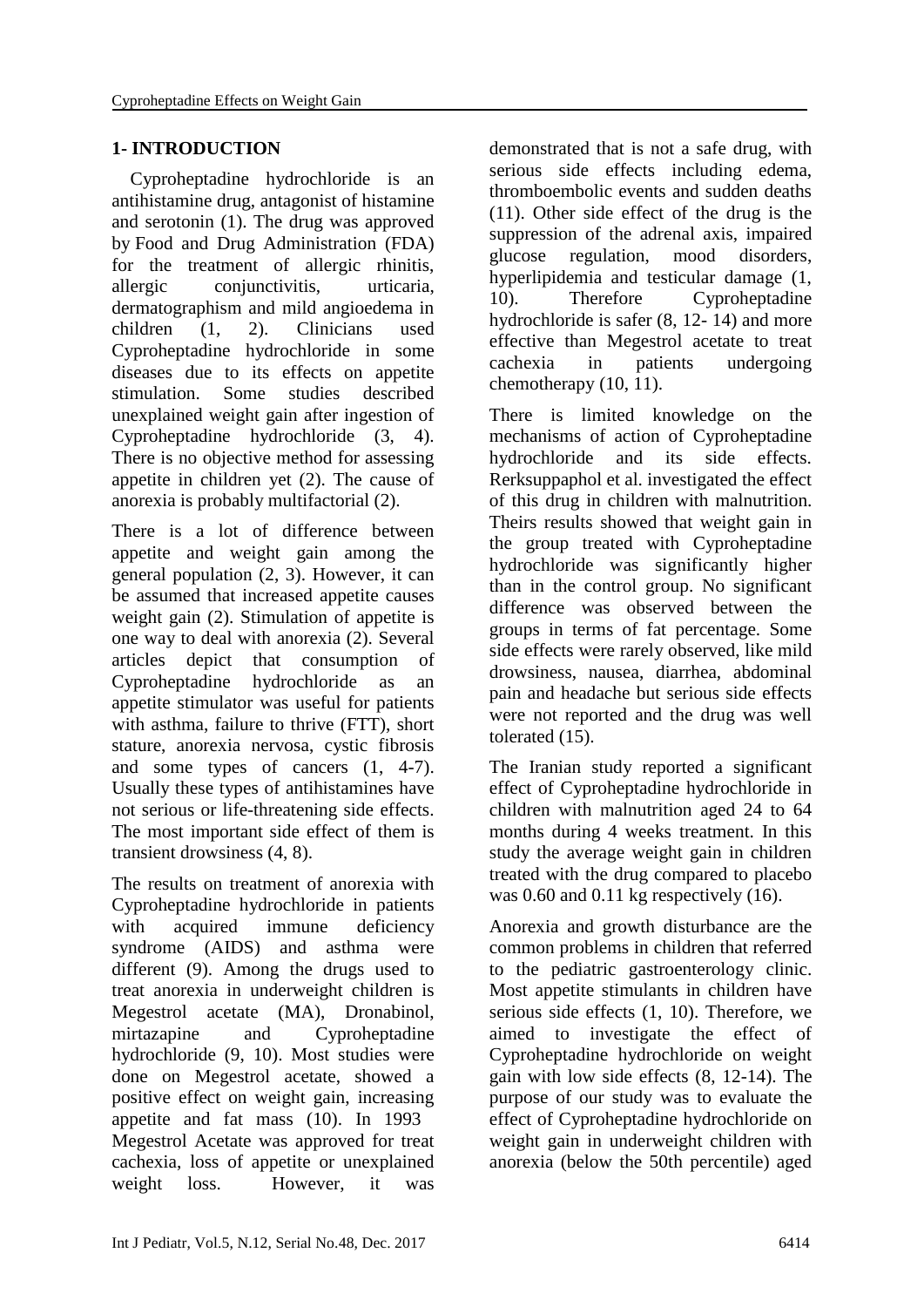## 1- INTRODUCTION

Cyproheptadine hydrochloride is an antihistamine drug, antagonist of histamine and serotonin (1). The drug was approved by Food and Drug Administration (FDA) for the treatment of allergic rhinitis, allergic conjunctivitis, urticaria, dermatographism and mild angioedema in children (1, 2). Clinicians used Cyproheptadine hydrochloride in some diseases due to its effects on appetite stimulation. Some studies described unexplained weight gain after ingestion of Cyproheptadine hydrochloride (3, 4). There is no objective method for assessing appetite in children yet (2). The cause of anorexia is probably multifactorial (2).

There is a lot of difference between appetite and weight gain among the general population (2, 3). However, it can be assumed that increased appetite causes weight gain (2). Stimulation of appetite is one way to deal with anorexia (2). Several articles depict that consumption of Cyproheptadine hydrochloride as an appetite stimulator was useful for patients with asthma, failure to thrive (FTT), short stature, anorexia nervosa, cystic fibrosis and some types of cancers (1, 4-7). Usually these types of antihistamines have not serious or life-threatening side effects. The most important side effect of them is transient drowsiness (4, 8).

The results on treatment of anorexia with Cyproheptadine hydrochloride in patients with acquired immune deficiency syndrome (AIDS) and asthma were different (9). Among the drugs used to treat anorexia in underweight children is Megestrol acetate (MA), Dronabinol, mirtazapine and Cyproheptadine hydrochloride (9, 10). Most studies were done on Megestrol acetate, showed a positive effect on weight gain, increasing appetite and fat mass (10). In 1993 Megestrol Acetate was approved for treat cachexia, loss of appetite or unexplained weight loss. However, it was demonstrated that is not a safe drug, with serious side effects including edema, thromboembolic events and sudden deaths (11). Other side effect of the drug is the suppression of the adrenal axis, impaired glucose regulation, mood disorders, hyperlipidemia and testicular damage (1, 10). Therefore Cyproheptadine hydrochloride is safer (8, 12- 14) and more effective than Megestrol acetate to treat cachexia in patients undergoing chemotherapy (10, 11).

There is limited knowledge on the mechanisms of action of Cyproheptadine hydrochloride and its side effects. Rerksuppaphol et al. investigated the effect of this drug in children with malnutrition. Theirs results showed that weight gain in the group treated with Cyproheptadine hydrochloride was significantly higher than in the control group. No significant difference was observed between the groups in terms of fat percentage. Some side effects were rarely observed, like mild drowsiness, nausea, diarrhea, abdominal pain and headache but serious side effects were not reported and the drug was well tolerated (15).

The Iranian study reported a significant effect of Cyproheptadine hydrochloride in children with malnutrition aged 24 to 64 months during 4 weeks treatment. In this study the average weight gain in children treated with the drug compared to placebo was 0.60 and 0.11 kg respectively (16).

Anorexia and growth disturbance are the common problems in children that referred to the pediatric gastroenterology clinic. Most appetite stimulants in children have serious side effects (1, 10). Therefore, we aimed to investigate the effect of Cyproheptadine hydrochloride on weight gain with low side effects (8, 12-14). The purpose of our study was to evaluate the effect of Cyproheptadine hydrochloride on weight gain in underweight children with anorexia (below the 50th percentile) aged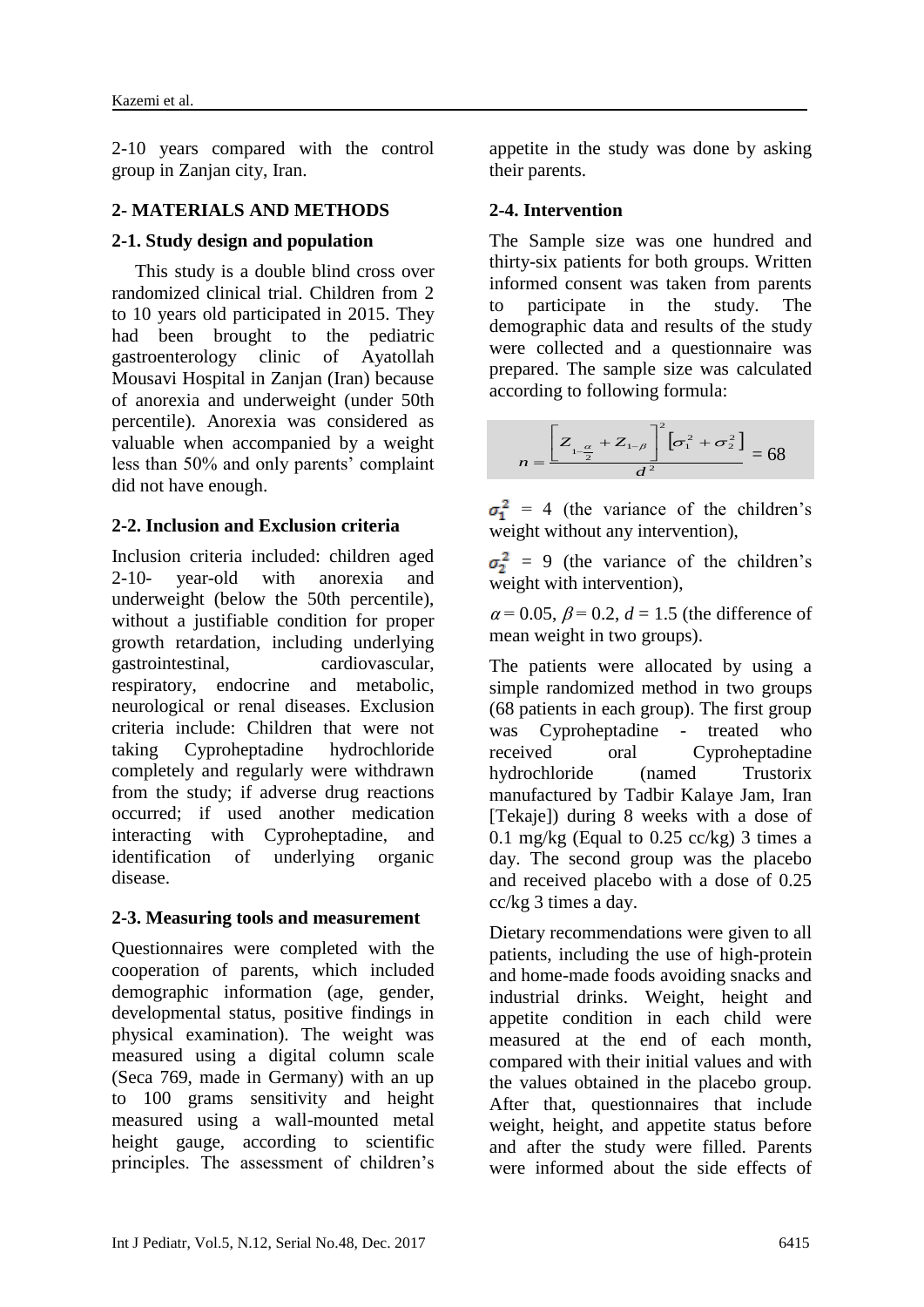2-10 years compared with the control group in Zanjan city, Iran.

## 2- MATERIALS AND METHODS

### 2-1. Study design and population

This study is a double blind cross over randomized clinical trial. Children from 2 to 10 years old participated in 2015. They had been brought to the pediatric gastroenterology clinic of Ayatollah Mousavi Hospital in Zanjan (Iran) because of anorexia and underweight (under 50th percentile). Anorexia was considered as valuable when accompanied by a weight less than 50% and only parents' complaint did not have enough.

### 2-2. Inclusion and Exclusion criteria

Inclusion criteria included: children aged 2-10- year-old with anorexia and underweight (below the 50th percentile), without a justifiable condition for proper growth retardation, including underlying gastrointestinal, cardiovascular, respiratory, endocrine and metabolic, neurological or renal diseases. Exclusion criteria include: Children that were not taking Cyproheptadine hydrochloride completely and regularly were withdrawn from the study; if adverse drug reactions occurred; if used another medication interacting with Cyproheptadine, and identification of underlying organic disease.

### 2-3. Measuring tools and measurement

Questionnaires were completed with the cooperation of parents, which included demographic information (age, gender, developmental status, positive findings in physical examination). The weight was measured using a digital column scale (Seca 769, made in Germany) with an up to 100 grams sensitivity and height measured using a wall-mounted metal height gauge, according to scientific principles. The assessment of children's appetite in the study was done by asking their parents.

### 2-4. Intervention

The Sample size was one hundred and thirty-six patients for both groups. Written informed consent was taken from parents to participate in the study. The demographic data and results of the study were collected and a questionnaire was prepared. The sample size was calculated according to following formula:

$$n = \frac{\left[ Z_{1-\frac{\alpha}{2}} + Z_{1-\beta} \right]^2 \left[ \sigma_1^2 + \sigma_2^2 \right]}{d^2} = 68$$

$\sigma_1^2$ = 4 (the variance of the children's weight without any intervention),

$\sigma_2^2$ = 9 (the variance of the children's weight with intervention),

$\alpha = 0.05$, $\beta = 0.2$, $d = 1.5$ (the difference of mean weight in two groups).

The patients were allocated by using a simple randomized method in two groups (68 patients in each group). The first group was Cyproheptadine - treated who received oral Cyproheptadine hydrochloride (named Trustorix manufactured by Tadbir Kalaye Jam, Iran [Tekaje]) during 8 weeks with a dose of 0.1 mg/kg (Equal to 0.25 cc/kg) 3 times a day. The second group was the placebo and received placebo with a dose of 0.25 cc/kg 3 times a day.

Dietary recommendations were given to all patients, including the use of high-protein and home-made foods avoiding snacks and industrial drinks. Weight, height and appetite condition in each child were measured at the end of each month, compared with their initial values and with the values obtained in the placebo group. After that, questionnaires that include weight, height, and appetite status before and after the study were filled. Parents were informed about the side effects of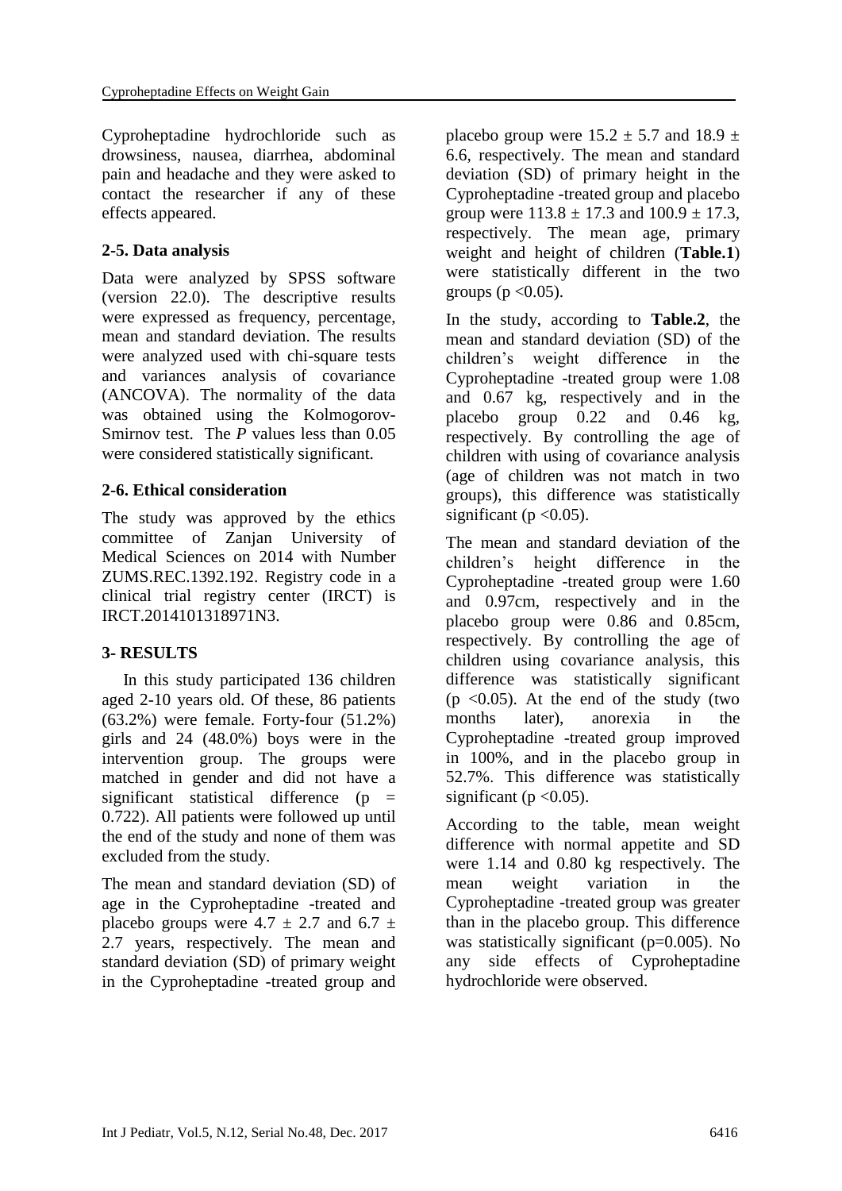Cyproheptadine hydrochloride such as drowsiness, nausea, diarrhea, abdominal pain and headache and they were asked to contact the researcher if any of these effects appeared.

### 2-5. Data analysis

Data were analyzed by SPSS software (version 22.0). The descriptive results were expressed as frequency, percentage, mean and standard deviation. The results were analyzed used with chi-square tests and variances analysis of covariance (ANCOVA). The normality of the data was obtained using the Kolmogorov-Smirnov test. The *P* values less than 0.05 were considered statistically significant.

### 2-6. Ethical consideration

The study was approved by the ethics committee of Zanjan University of Medical Sciences on 2014 with Number ZUMS.REC.1392.192. Registry code in a clinical trial registry center (IRCT) is IRCT.2014101318971N3.

## 3- RESULTS

In this study participated 136 children aged 2-10 years old. Of these, 86 patients (63.2%) were female. Forty-four (51.2%) girls and 24 (48.0%) boys were in the intervention group. The groups were matched in gender and did not have a significant statistical difference ($p = 0.722$). All patients were followed up until the end of the study and none of them was excluded from the study.

The mean and standard deviation (SD) of age in the Cyproheptadine -treated and placebo groups were $4.7 \pm 2.7$ and $6.7 \pm 2.7$ years, respectively. The mean and standard deviation (SD) of primary weight in the Cyproheptadine -treated group and placebo group were $15.2 \pm 5.7$ and $18.9 \pm 6.6$, respectively. The mean and standard deviation (SD) of primary height in the Cyproheptadine -treated group and placebo group were $113.8 \pm 17.3$ and $100.9 \pm 17.3$, respectively. The mean age, primary weight and height of children (**Table.1**) were statistically different in the two groups ($p < 0.05$).

In the study, according to **Table.2**, the mean and standard deviation (SD) of the children's weight difference in the Cyproheptadine -treated group were 1.08 and 0.67 kg, respectively and in the placebo group 0.22 and 0.46 kg, respectively. By controlling the age of children with using of covariance analysis (age of children was not match in two groups), this difference was statistically significant ($p < 0.05$).

The mean and standard deviation of the children's height difference in the Cyproheptadine -treated group were 1.60 and 0.97cm, respectively and in the placebo group were 0.86 and 0.85cm, respectively. By controlling the age of children using covariance analysis, this difference was statistically significant ($p < 0.05$). At the end of the study (two months later), anorexia in the Cyproheptadine -treated group improved in 100%, and in the placebo group in 52.7%. This difference was statistically significant ($p < 0.05$).

According to the table, mean weight difference with normal appetite and SD were 1.14 and 0.80 kg respectively. The mean weight variation in the Cyproheptadine -treated group was greater than in the placebo group. This difference was statistically significant ($p=0.005$). No any side effects of Cyproheptadine hydrochloride were observed.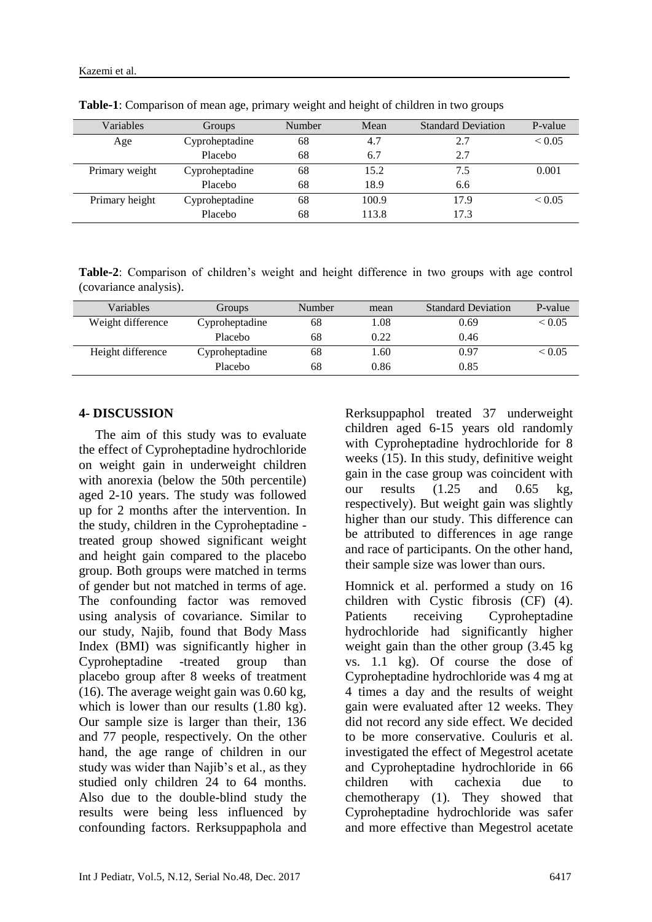**Table-1**: Comparison of mean age, primary weight and height of children in two groups

| Variables | Groups | Number | Mean | Standard Deviation | P-value |
|---|---|---|---|---|---|
| Age | Cyproheptadine | 68 | 4.7 | 2.7 | < 0.05 |
| | Placebo | 68 | 6.7 | 2.7 | |
| Primary weight | Cyproheptadine | 68 | 15.2 | 7.5 | 0.001 |
| | Placebo | 68 | 18.9 | 6.6 | |
| Primary height | Cyproheptadine | 68 | 100.9 | 17.9 | < 0.05 |
| | Placebo | 68 | 113.8 | 17.3 | |

**Table-2**: Comparison of children's weight and height difference in two groups with age control (covariance analysis).

| Variables | Groups | Number | mean | Standard Deviation | P-value |
|---|---|---|---|---|---|
| Weight difference | Cyproheptadine | 68 | 1.08 | 0.69 | < 0.05 |
| | Placebo | 68 | 0.22 | 0.46 | |
| Height difference | Cyproheptadine | 68 | 1.60 | 0.97 | < 0.05 |
| | Placebo | 68 | 0.86 | 0.85 | |

## 4- DISCUSSION

The aim of this study was to evaluate the effect of Cyproheptadine hydrochloride on weight gain in underweight children with anorexia (below the 50th percentile) aged 2-10 years. The study was followed up for 2 months after the intervention. In the study, children in the Cyproheptadine -treated group showed significant weight and height gain compared to the placebo group. Both groups were matched in terms of gender but not matched in terms of age. The confounding factor was removed using analysis of covariance. Similar to our study, Najib, found that Body Mass Index (BMI) was significantly higher in Cyproheptadine -treated group than placebo group after 8 weeks of treatment (16). The average weight gain was 0.60 kg, which is lower than our results (1.80 kg). Our sample size is larger than their, 136 and 77 people, respectively. On the other hand, the age range of children in our study was wider than Najib's et al., as they studied only children 24 to 64 months. Also due to the double-blind study the results were being less influenced by confounding factors. Rerksuppaphola and Rerksuppaphol treated 37 underweight children aged 6-15 years old randomly with Cyproheptadine hydrochloride for 8 weeks (15). In this study, definitive weight gain in the case group was coincident with our results (1.25 and 0.65 kg, respectively). But weight gain was slightly higher than our study. This difference can be attributed to differences in age range and race of participants. On the other hand, their sample size was lower than ours.

Homnick et al. performed a study on 16 children with Cystic fibrosis (CF) (4). Patients receiving Cyproheptadine hydrochloride had significantly higher weight gain than the other group (3.45 kg vs. 1.1 kg). Of course the dose of Cyproheptadine hydrochloride was 4 mg at 4 times a day and the results of weight gain were evaluated after 12 weeks. They did not record any side effect. We decided to be more conservative. Couluris et al. investigated the effect of Megestrol acetate and Cyproheptadine hydrochloride in 66 children with cachexia due to chemotherapy (1). They showed that Cyproheptadine hydrochloride was safer and more effective than Megestrol acetate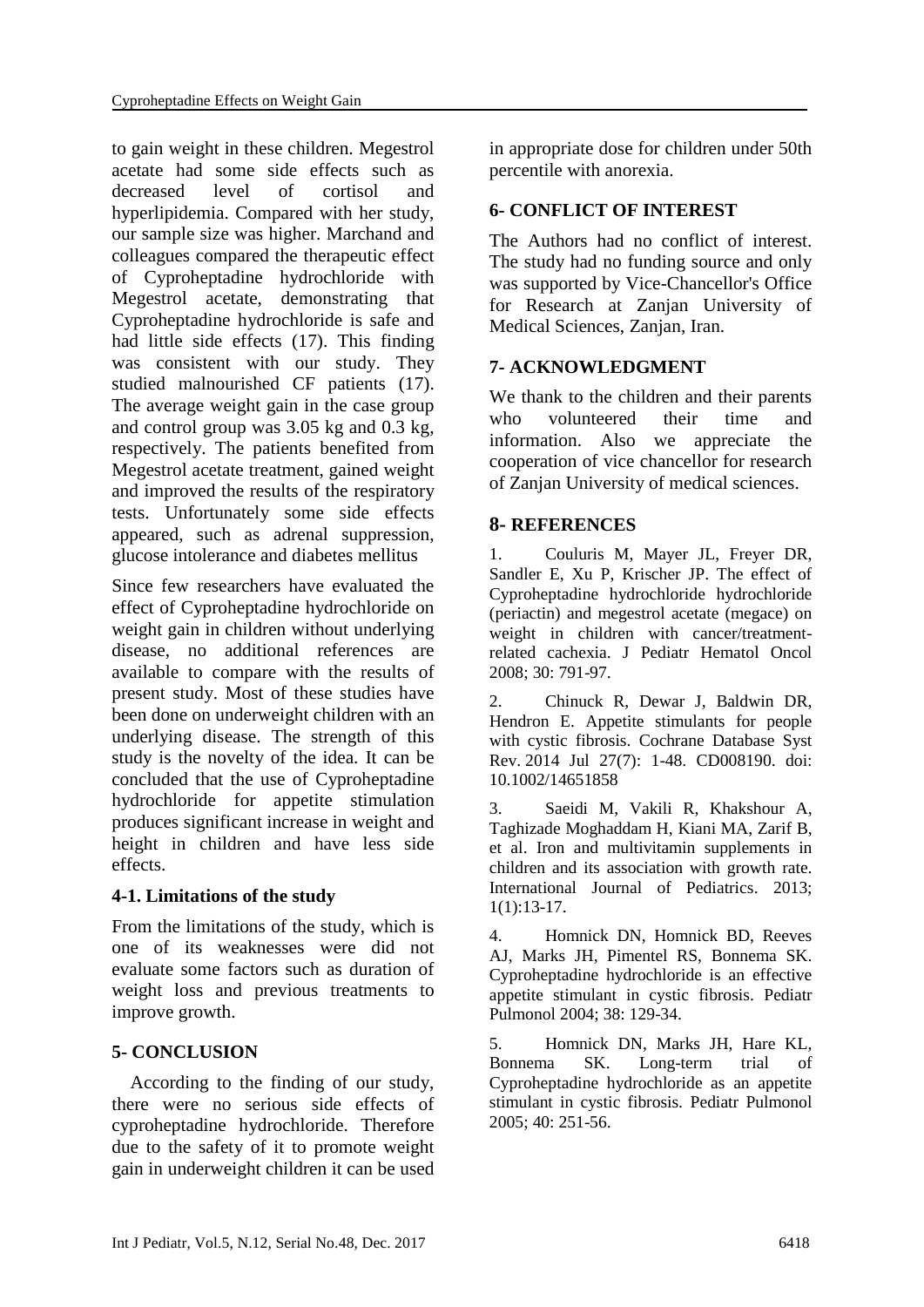to gain weight in these children. Megestrol acetate had some side effects such as decreased level of cortisol and hyperlipidemia. Compared with her study, our sample size was higher. Marchand and colleagues compared the therapeutic effect of Cyproheptadine hydrochloride with Megestrol acetate, demonstrating that Cyproheptadine hydrochloride is safe and had little side effects (17). This finding was consistent with our study. They studied malnourished CF patients (17). The average weight gain in the case group and control group was 3.05 kg and 0.3 kg, respectively. The patients benefited from Megestrol acetate treatment, gained weight and improved the results of the respiratory tests. Unfortunately some side effects appeared, such as adrenal suppression, glucose intolerance and diabetes mellitus

Since few researchers have evaluated the effect of Cyproheptadine hydrochloride on weight gain in children without underlying disease, no additional references are available to compare with the results of present study. Most of these studies have been done on underweight children with an underlying disease. The strength of this study is the novelty of the idea. It can be concluded that the use of Cyproheptadine hydrochloride for appetite stimulation produces significant increase in weight and height in children and have less side effects.

### 4-1. Limitations of the study

From the limitations of the study, which is one of its weaknesses were did not evaluate some factors such as duration of weight loss and previous treatments to improve growth.

## 5- CONCLUSION

According to the finding of our study, there were no serious side effects of cyproheptadine hydrochloride. Therefore due to the safety of it to promote weight gain in underweight children it can be used in appropriate dose for children under 50th percentile with anorexia.

## 6- CONFLICT OF INTEREST

The Authors had no conflict of interest. The study had no funding source and only was supported by Vice-Chancellor's Office for Research at Zanjan University of Medical Sciences, Zanjan, Iran.

## 7- ACKNOWLEDGMENT

We thank to the children and their parents who volunteered their time and information. Also we appreciate the cooperation of vice chancellor for research of Zanjan University of medical sciences.

## 8- REFERENCES

1. Couluris M, Mayer JL, Freyer DR, Sandler E, Xu P, Krischer JP. The effect of Cyproheptadine hydrochloride hydrochloride (periactin) and megestrol acetate (megace) on weight in children with cancer/treatment-related cachexia. J Pediatr Hematol Oncol 2008; 30: 791-97.

2. Chinuck R, Dewar J, Baldwin DR, Hendron E. Appetite stimulants for people with cystic fibrosis. Cochrane Database Syst Rev. 2014 Jul 27(7): 1-48. CD008190. doi: 10.1002/14651858

3. Saeidi M, Vakili R, Khakshour A, Taghizade Moghaddam H, Kiani MA, Zarif B, et al. Iron and multivitamin supplements in children and its association with growth rate. International Journal of Pediatrics. 2013; 1(1):13-17.

4. Homnick DN, Homnick BD, Reeves AJ, Marks JH, Pimentel RS, Bonnema SK. Cyproheptadine hydrochloride is an effective appetite stimulant in cystic fibrosis. Pediatr Pulmonol 2004; 38: 129-34.

5. Homnick DN, Marks JH, Hare KL, Bonnema SK. Long-term trial of Cyproheptadine hydrochloride as an appetite stimulant in cystic fibrosis. Pediatr Pulmonol 2005; 40: 251-56.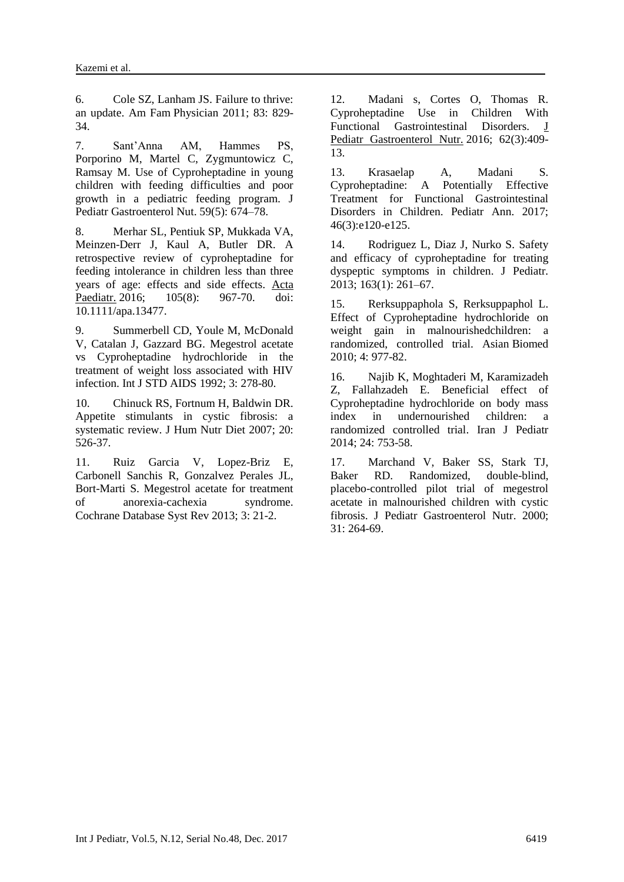6. Cole SZ, Lanham JS. Failure to thrive: an update. Am Fam Physician 2011; 83: 829-34.

7. Sant'Anna AM, Hammes PS, Porporino M, Martel C, Zygmuntowicz C, Ramsay M. Use of Cyproheptadine in young children with feeding difficulties and poor growth in a pediatric feeding program. J Pediatr Gastroenterol Nut. 59(5): 674–78.

8. Merhar SL, Pentiuk SP, Mukkada VA, Meinzen-Derr J, Kaul A, Butler DR. A retrospective review of cyproheptadine for feeding intolerance in children less than three years of age: effects and side effects. Acta Paediatr. 2016; 105(8): 967-70. doi: 10.1111/apa.13477.

9. Summerbell CD, Youle M, McDonald V, Catalan J, Gazzard BG. Megestrol acetate vs Cyproheptadine hydrochloride in the treatment of weight loss associated with HIV infection. Int J STD AIDS 1992; 3: 278-80.

10. Chinuck RS, Fortnum H, Baldwin DR. Appetite stimulants in cystic fibrosis: a systematic review. J Hum Nutr Diet 2007; 20: 526-37.

11. Ruiz Garcia V, Lopez-Briz E, Carbonell Sanchis R, Gonzalvez Perales JL, Bort-Marti S. Megestrol acetate for treatment of anorexia-cachexia syndrome. Cochrane Database Syst Rev 2013; 3: 21-2.

12. Madani s, Cortes O, Thomas R. Cyproheptadine Use in Children With Functional Gastrointestinal Disorders. J Pediatr Gastroenterol Nutr. 2016; 62(3):409-13.

13. Krasaelap A, Madani S. Cyproheptadine: A Potentially Effective Treatment for Functional Gastrointestinal Disorders in Children. Pediatr Ann. 2017; 46(3):e120-e125.

14. Rodriguez L, Diaz J, Nurko S. Safety and efficacy of cyproheptadine for treating dyspeptic symptoms in children. J Pediatr. 2013; 163(1): 261–67.

15. Rerksuppaphola S, Rerksuppaphol L. Effect of Cyproheptadine hydrochloride on weight gain in malnourishedchildren: a randomized, controlled trial. Asian Biomed 2010; 4: 977-82.

16. Najib K, Moghtaderi M, Karamizadeh Z, Fallahzadeh E. Beneficial effect of Cyproheptadine hydrochloride on body mass index in undernourished children: a randomized controlled trial. Iran J Pediatr 2014; 24: 753-58.

17. Marchand V, Baker SS, Stark TJ, Baker RD. Randomized, double-blind, placebo-controlled pilot trial of megestrol acetate in malnourished children with cystic fibrosis. J Pediatr Gastroenterol Nutr. 2000; 31: 264-69.